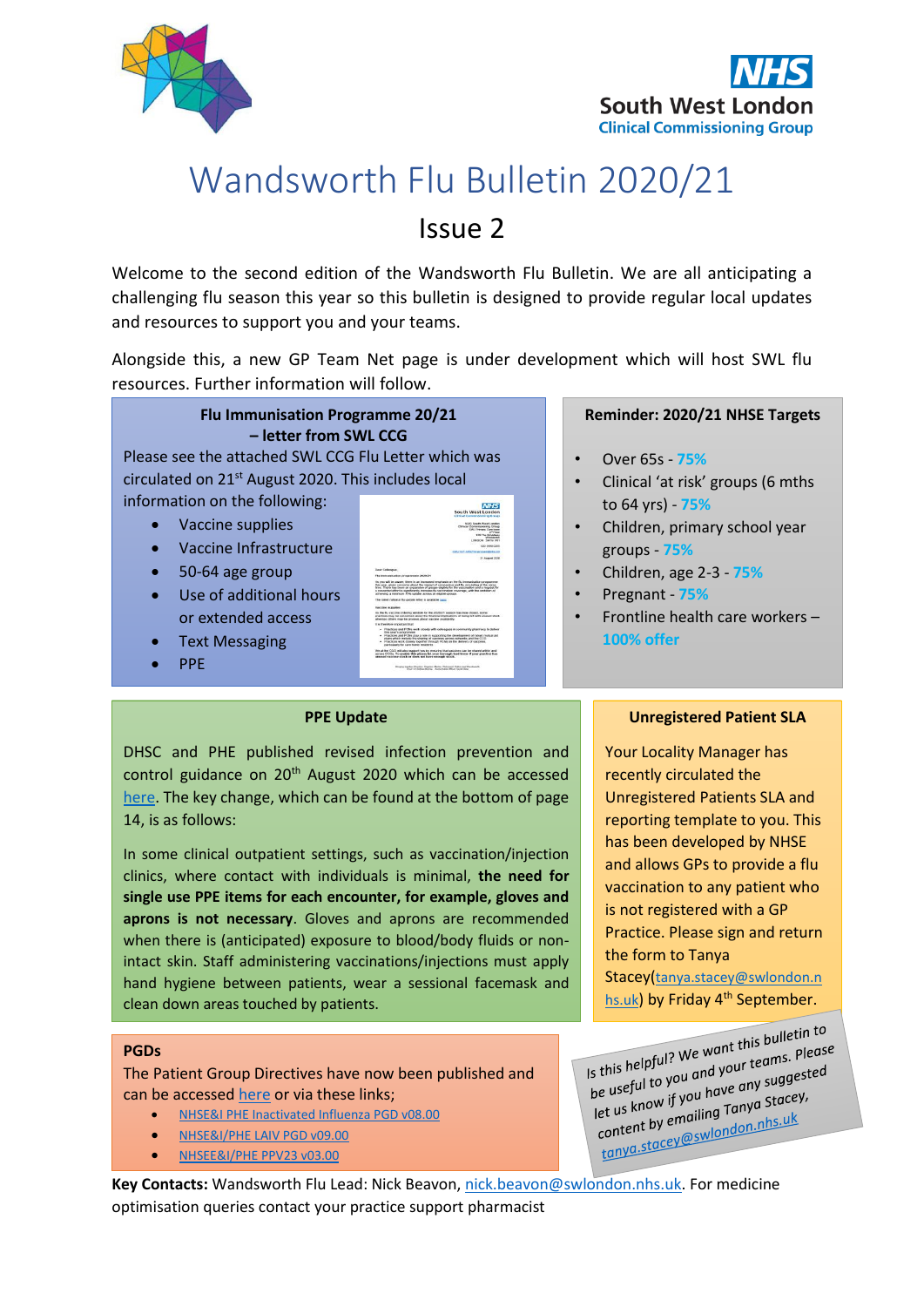# Wandsworth Flu Bulletin 2020/21

## Issue 2

Welcome to the second edition of the Wandsworth Flu Bulletin. We are all anticipating a challenging flu season this year so this bulletin is designed to provide regular local updates and resources to support you and your teams.

Alongside this, a new GP Team Net page is under development which will host SWL flu resources. Further information will follow.

### Flu Immunisation Programme 20/21 – letter from SWL CCG

Please see the attached SWL CCG Flu Letter which was circulated on 21st August 2020. This includes local information on the following:

- Vaccine supplies
- Vaccine Infrastructure
- 50-64 age group
- Use of additional hours or extended access
- Text Messaging
- PPE

### Reminder: 2020/21 NHSE Targets

- Over 65s - **75%**
- Clinical 'at risk' groups (6 mths to 64 yrs) - **75%**
- Children, primary school year groups - **75%**
- Children, age 2-3 - **75%**
- Pregnant - **75%**
- Frontline health care workers – **100% offer**

### PPE Update

DHSC and PHE published revised infection prevention and control guidance on 20th August 2020 which can be accessed here. The key change, which can be found at the bottom of page 14, is as follows:

In some clinical outpatient settings, such as vaccination/injection clinics, where contact with individuals is minimal, **the need for single use PPE items for each encounter, for example, gloves and aprons is not necessary**. Gloves and aprons are recommended when there is (anticipated) exposure to blood/body fluids or non-intact skin. Staff administering vaccinations/injections must apply hand hygiene between patients, wear a sessional facemask and clean down areas touched by patients.

### Unregistered Patient SLA

Your Locality Manager has recently circulated the Unregistered Patients SLA and reporting template to you. This has been developed by NHSE and allows GPs to provide a flu vaccination to any patient who is not registered with a GP Practice. Please sign and return the form to Tanya Stacey(tanya.stacey@swlondon.nhs.uk) by Friday 4th September.

### PGDs

The Patient Group Directives have now been published and can be accessed here or via these links;

- NHSE&I PHE Inactivated Influenza PGD v08.00
- NHSE&I/PHE LAIV PGD v09.00
- NHSEE&I/PHE PPV23 v03.00

*Is this helpful? We want this bulletin to be useful to you and your teams. Please let us know if you have any suggested content by emailing Tanya Stacey, tanya.stacey@swlondon.nhs.uk*

**Key Contacts:** Wandsworth Flu Lead: Nick Beavon, nick.beavon@swlondon.nhs.uk. For medicine optimisation queries contact your practice support pharmacist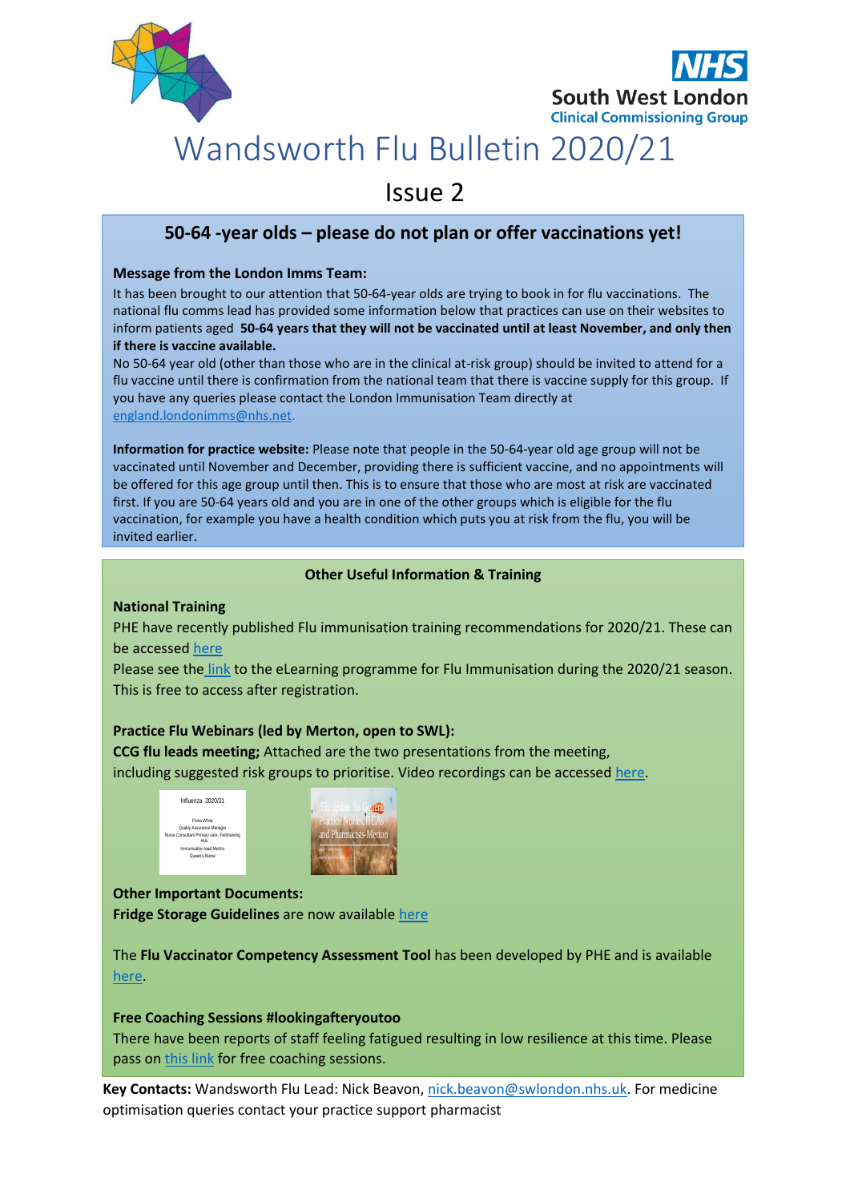# Wandsworth Flu Bulletin 2020/21

## Issue 2

### 50-64 -year olds – please do not plan or offer vaccinations yet!

**Message from the London Imms Team:**

It has been brought to our attention that 50-64-year olds are trying to book in for flu vaccinations. The national flu comms lead has provided some information below that practices can use on their websites to inform patients aged **50-64 years that they will not be vaccinated until at least November, and only then if there is vaccine available.**

No 50-64 year old (other than those who are in the clinical at-risk group) should be invited to attend for a flu vaccine until there is confirmation from the national team that there is vaccine supply for this group. If you have any queries please contact the London Immunisation Team directly at england.londonimms@nhs.net.

**Information for practice website:** Please note that people in the 50-64-year old age group will not be vaccinated until November and December, providing there is sufficient vaccine, and no appointments will be offered for this age group until then. This is to ensure that those who are most at risk are vaccinated first. If you are 50-64 years old and you are in one of the other groups which is eligible for the flu vaccination, for example you have a health condition which puts you at risk from the flu, you will be invited earlier.

### Other Useful Information & Training

**National Training**

PHE have recently published Flu immunisation training recommendations for 2020/21. These can be accessed here

Please see the link to the eLearning programme for Flu Immunisation during the 2020/21 season. This is free to access after registration.

**Practice Flu Webinars (led by Merton, open to SWL):**

**CCG flu leads meeting;** Attached are the two presentations from the meeting, including suggested risk groups to prioritise. Video recordings can be accessed here.

**Other Important Documents:**

**Fridge Storage Guidelines** are now available here

The **Flu Vaccinator Competency Assessment Tool** has been developed by PHE and is available here.

**Free Coaching Sessions #lookingafteryoutoo**

There have been reports of staff feeling fatigued resulting in low resilience at this time. Please pass on this link for free coaching sessions.

**Key Contacts:** Wandsworth Flu Lead: Nick Beavon, nick.beavon@swlondon.nhs.uk. For medicine optimisation queries contact your practice support pharmacist